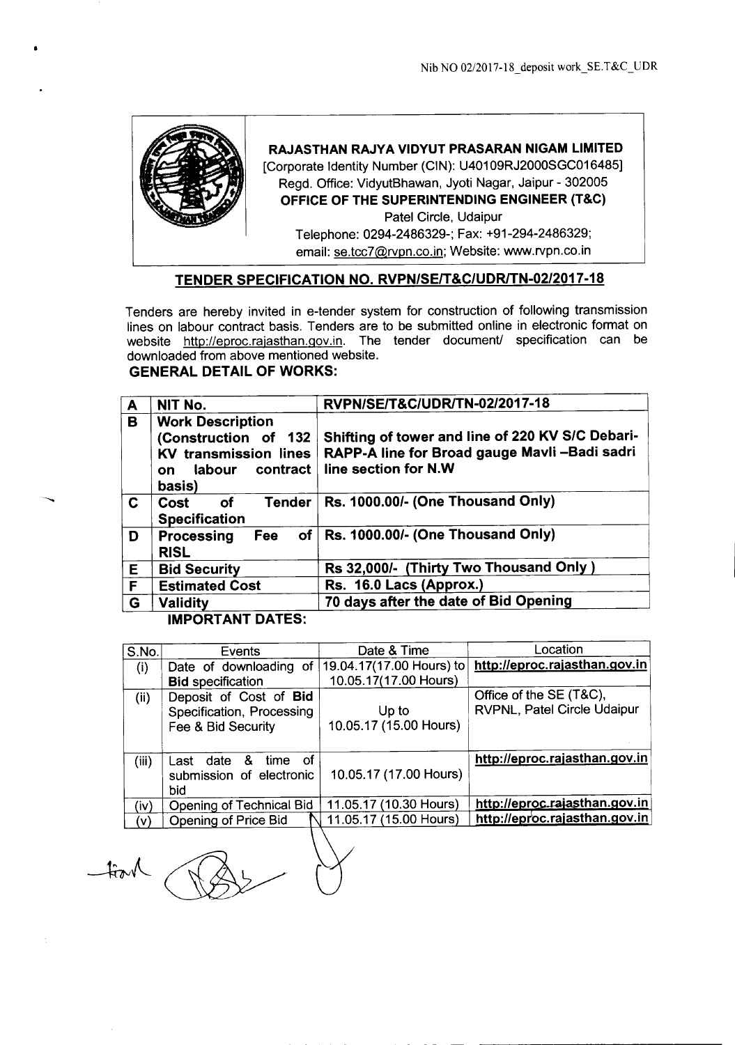Nib NO 02/2017-18_deposit work_SE.T&C_UDR

**RAJASTHAN RAJYA VIDYUT PRASARAN NIGAM LIMITED**
[Corporate Identity Number (CIN): U40109RJ2000SGC016485]
Regd. Office: VidyutBhawan, Jyoti Nagar, Jaipur - 302005
**OFFICE OF THE SUPERINTENDING ENGINEER (T&C)**
Patel Circle, Udaipur
Telephone: 0294-2486329-; Fax: +91-294-2486329;
email: se.tcc7@rvpn.co.in; Website: www.rvpn.co.in

## TENDER SPECIFICATION NO. RVPN/SE/T&C/UDR/TN-02/2017-18

Tenders are hereby invited in e-tender system for construction of following transmission lines on labour contract basis. Tenders are to be submitted online in electronic format on website http://eproc.rajasthan.gov.in. The tender document/ specification can be downloaded from above mentioned website.

**GENERAL DETAIL OF WORKS:**

| | | |
|---|---|---|
| **A** | **NIT No.** | **RVPN/SE/T&C/UDR/TN-02/2017-18** |
| **B** | **Work Description (Construction of 132 KV transmission lines on labour contract basis)** | **Shifting of tower and line of 220 KV S/C Debari-RAPP-A line for Broad gauge Mavli –Badi sadri line section for N.W** |
| **C** | **Cost of Tender Specification** | **Rs. 1000.00/- (One Thousand Only)** |
| **D** | **Processing Fee of RISL** | **Rs. 1000.00/- (One Thousand Only)** |
| **E** | **Bid Security** | **Rs 32,000/- (Thirty Two Thousand Only )** |
| **F** | **Estimated Cost** | **Rs. 16.0 Lacs (Approx.)** |
| **G** | **Validity** | **70 days after the date of Bid Opening** |

**IMPORTANT DATES:**

| S.No. | Events | Date & Time | Location |
|---|---|---|---|
| (i) | Date of downloading of **Bid** specification | 19.04.17(17.00 Hours) to 10.05.17(17.00 Hours) | **http://eproc.rajasthan.gov.in** |
| (ii) | Deposit of Cost of **Bid** Specification, Processing Fee & Bid Security | Up to 10.05.17 (15.00 Hours) | Office of the SE (T&C), RVPNL, Patel Circle Udaipur |
| (iii) | Last date & time of submission of electronic bid | 10.05.17 (17.00 Hours) | **http://eproc.rajasthan.gov.in** |
| (iv) | Opening of Technical Bid | 11.05.17 (10.30 Hours) | **http://eproc.rajasthan.gov.in** |
| (v) | Opening of Price Bid | 11.05.17 (15.00 Hours) | **http://eproc.rajasthan.gov.in** |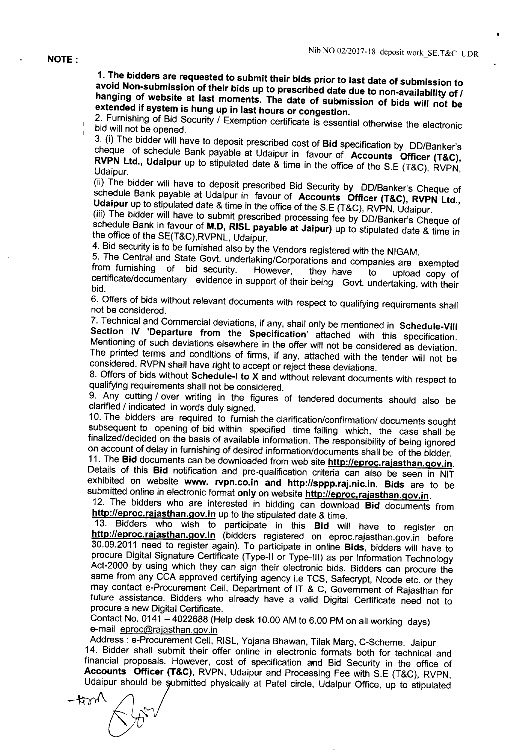**NOTE :**

**1. The bidders are requested to submit their bids prior to last date of submission to avoid Non-submission of their bids up to prescribed date due to non-availability of / hanging of website at last moments. The date of submission of bids will not be extended if system is hung up in last hours or congestion.**

2. Furnishing of Bid Security / Exemption certificate is essential otherwise the electronic bid will not be opened.

3. (i) The bidder will have to deposit prescribed cost of **Bid** specification by DD/Banker's cheque of schedule Bank payable at Udaipur in favour of **Accounts Officer (T&C), RVPN Ltd., Udaipur** up to stipulated date & time in the office of the S.E (T&C), RVPN, Udaipur.

(ii) The bidder will have to deposit prescribed Bid Security by DD/Banker's Cheque of schedule Bank payable at Udaipur in favour of **Accounts Officer (T&C), RVPN Ltd., Udaipur** up to stipulated date & time in the office of the S.E (T&C), RVPN, Udaipur.

(iii) The bidder will have to submit prescribed processing fee by DD/Banker's Cheque of schedule Bank in favour of **M.D, RISL payable at Jaipur)** up to stipulated date & time in the office of the SE(T&C),RVPNL, Udaipur.

4. Bid security is to be furnished also by the Vendors registered with the NIGAM.

5. The Central and State Govt. undertaking/Corporations and companies are exempted from furnishing of bid security. However, they have to upload copy of certificate/documentary evidence in support of their being Govt. undertaking, with their bid.

6. Offers of bids without relevant documents with respect to qualifying requirements shall not be considered.

7. Technical and Commercial deviations, if any, shall only be mentioned in **Schedule-VIII Section IV 'Departure from the Specification'** attached with this specification. Mentioning of such deviations elsewhere in the offer will not be considered as deviation. The printed terms and conditions of firms, if any, attached with the tender will not be considered. RVPN shall have right to accept or reject these deviations.

8. Offers of bids without **Schedule-I to X** and without relevant documents with respect to qualifying requirements shall not be considered.

9. Any cutting / over writing in the figures of tendered documents should also be clarified / indicated in words duly signed.

10. The bidders are required to furnish the clarification/confirmation/ documents sought subsequent to opening of bid within specified time failing which, the case shall be finalized/decided on the basis of available information. The responsibility of being ignored on account of delay in furnishing of desired information/documents shall be of the bidder.

11. The **Bid** documents can be downloaded from web site **http://eproc.rajasthan.gov.in**. Details of this **Bid** notification and pre-qualification criteria can also be seen in NIT exhibited on website **www. rvpn.co.in and http://sppp.raj.nic.in. Bids** are to be submitted online in electronic format **only** on website **http://eproc.rajasthan.gov.in**.

12. The bidders who are interested in bidding can download **Bid** documents from **http://eproc.rajasthan.gov.in** up to the stipulated date & time.

13. Bidders who wish to participate in this **Bid** will have to register on **http://eproc.rajasthan.gov.in** (bidders registered on eproc.rajasthan.gov.in before 30.09.2011 need to register again). To participate in online **Bids**, bidders will have to procure Digital Signature Certificate (Type-II or Type-III) as per Information Technology Act-2000 by using which they can sign their electronic bids. Bidders can procure the same from any CCA approved certifying agency i.e TCS, Safecrypt, Ncode etc. or they may contact e-Procurement Cell, Department of IT & C, Government of Rajasthan for future assistance. Bidders who already have a valid Digital Certificate need not to procure a new Digital Certificate.

Contact No. 0141 – 4022688 (Help desk 10.00 AM to 6.00 PM on all working days)
e-mail eproc@rajasthan.gov.in

Address : e-Procurement Cell, RISL, Yojana Bhawan, Tilak Marg, C-Scheme, Jaipur

14. Bidder shall submit their offer online in electronic formats both for technical and financial proposals. However, cost of specification and Bid Security in the office of **Accounts Officer (T&C)**, RVPN, Udaipur and Processing Fee with S.E (T&C), RVPN, Udaipur should be submitted physically at Patel circle, Udaipur Office, up to stipulated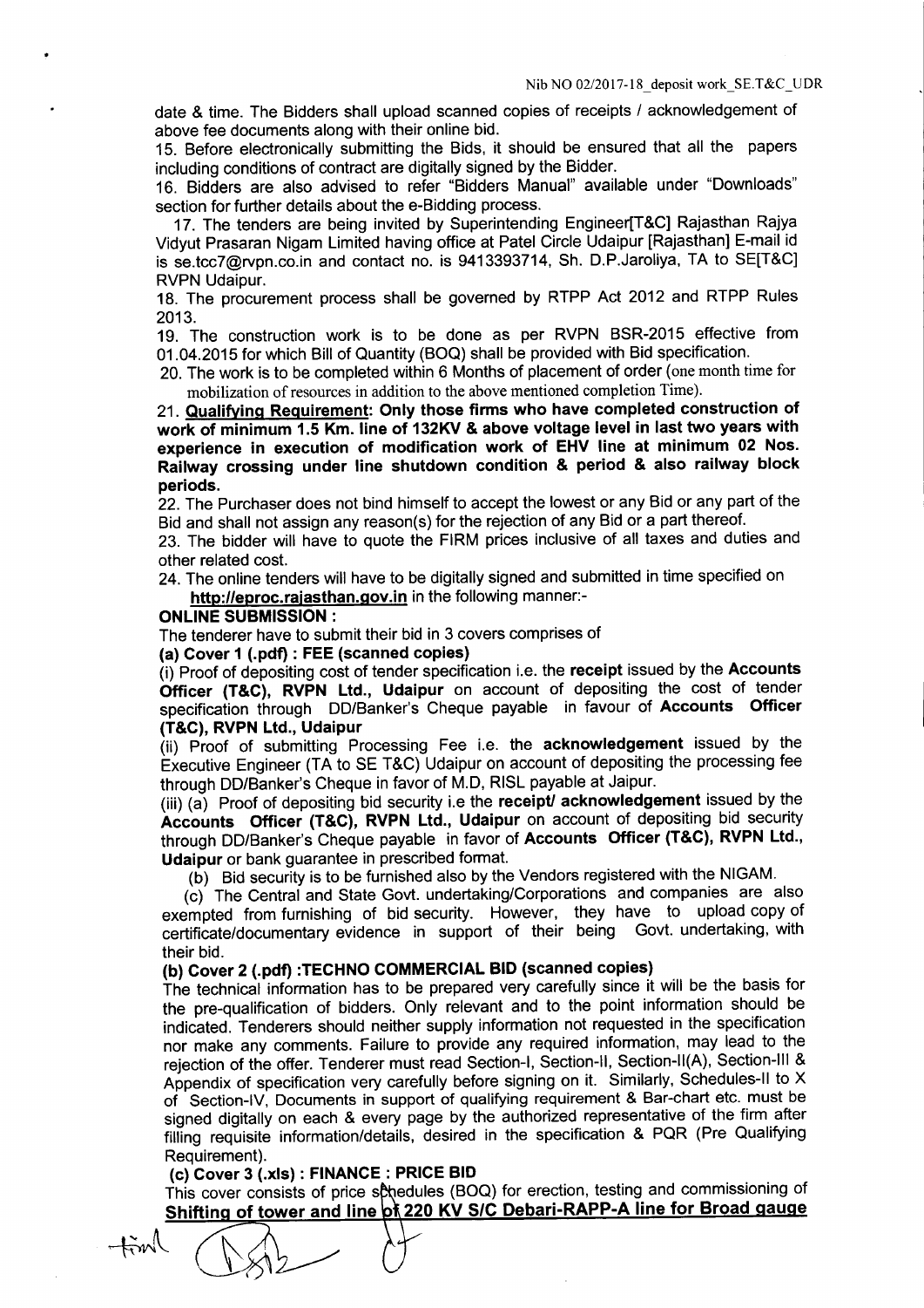date & time. The Bidders shall upload scanned copies of receipts / acknowledgement of above fee documents along with their online bid.

15. Before electronically submitting the Bids, it should be ensured that all the papers including conditions of contract are digitally signed by the Bidder.

16. Bidders are also advised to refer "Bidders Manual" available under "Downloads" section for further details about the e-Bidding process.

17. The tenders are being invited by Superintending Engineer[T&C] Rajasthan Rajya Vidyut Prasaran Nigam Limited having office at Patel Circle Udaipur [Rajasthan] E-mail id is se.tcc7@rvpn.co.in and contact no. is 9413393714, Sh. D.P.Jaroliya, TA to SE[T&C] RVPN Udaipur.

18. The procurement process shall be governed by RTPP Act 2012 and RTPP Rules 2013.

19. The construction work is to be done as per RVPN BSR-2015 effective from 01.04.2015 for which Bill of Quantity (BOQ) shall be provided with Bid specification.

20. The work is to be completed within 6 Months of placement of order (one month time for mobilization of resources in addition to the above mentioned completion Time).

21. **Qualifying Requirement: Only those firms who have completed construction of work of minimum 1.5 Km. line of 132KV & above voltage level in last two years with experience in execution of modification work of EHV line at minimum 02 Nos. Railway crossing under line shutdown condition & period & also railway block periods.**

22. The Purchaser does not bind himself to accept the lowest or any Bid or any part of the Bid and shall not assign any reason(s) for the rejection of any Bid or a part thereof.

23. The bidder will have to quote the FIRM prices inclusive of all taxes and duties and other related cost.

24. The online tenders will have to be digitally signed and submitted in time specified on **http://eproc.rajasthan.gov.in** in the following manner:-

**ONLINE SUBMISSION :**

The tenderer have to submit their bid in 3 covers comprises of

**(a) Cover 1 (.pdf) : FEE (scanned copies)**

(i) Proof of depositing cost of tender specification i.e. the **receipt** issued by the **Accounts Officer (T&C), RVPN Ltd., Udaipur** on account of depositing the cost of tender specification through DD/Banker's Cheque payable in favour of **Accounts Officer (T&C), RVPN Ltd., Udaipur**

(ii) Proof of submitting Processing Fee i.e. the **acknowledgement** issued by the Executive Engineer (TA to SE T&C) Udaipur on account of depositing the processing fee through DD/Banker's Cheque in favor of M.D, RISL payable at Jaipur.

(iii) (a) Proof of depositing bid security i.e the **receipt/ acknowledgement** issued by the **Accounts Officer (T&C), RVPN Ltd., Udaipur** on account of depositing bid security through DD/Banker's Cheque payable in favor of **Accounts Officer (T&C), RVPN Ltd., Udaipur** or bank guarantee in prescribed format.

(b) Bid security is to be furnished also by the Vendors registered with the NIGAM.

(c) The Central and State Govt. undertaking/Corporations and companies are also exempted from furnishing of bid security. However, they have to upload copy of certificate/documentary evidence in support of their being Govt. undertaking, with their bid.

**(b) Cover 2 (.pdf) :TECHNO COMMERCIAL BID (scanned copies)**

The technical information has to be prepared very carefully since it will be the basis for the pre-qualification of bidders. Only relevant and to the point information should be indicated. Tenderers should neither supply information not requested in the specification nor make any comments. Failure to provide any required information, may lead to the rejection of the offer. Tenderer must read Section-I, Section-II, Section-II(A), Section-III & Appendix of specification very carefully before signing on it. Similarly, Schedules-II to X of Section-IV, Documents in support of qualifying requirement & Bar-chart etc. must be signed digitally on each & every page by the authorized representative of the firm after filling requisite information/details, desired in the specification & PQR (Pre Qualifying Requirement).

**(c) Cover 3 (.xls) : FINANCE : PRICE BID**

This cover consists of price schedules (BOQ) for erection, testing and commissioning of **Shifting of tower and line of 220 KV S/C Debari-RAPP-A line for Broad gauge**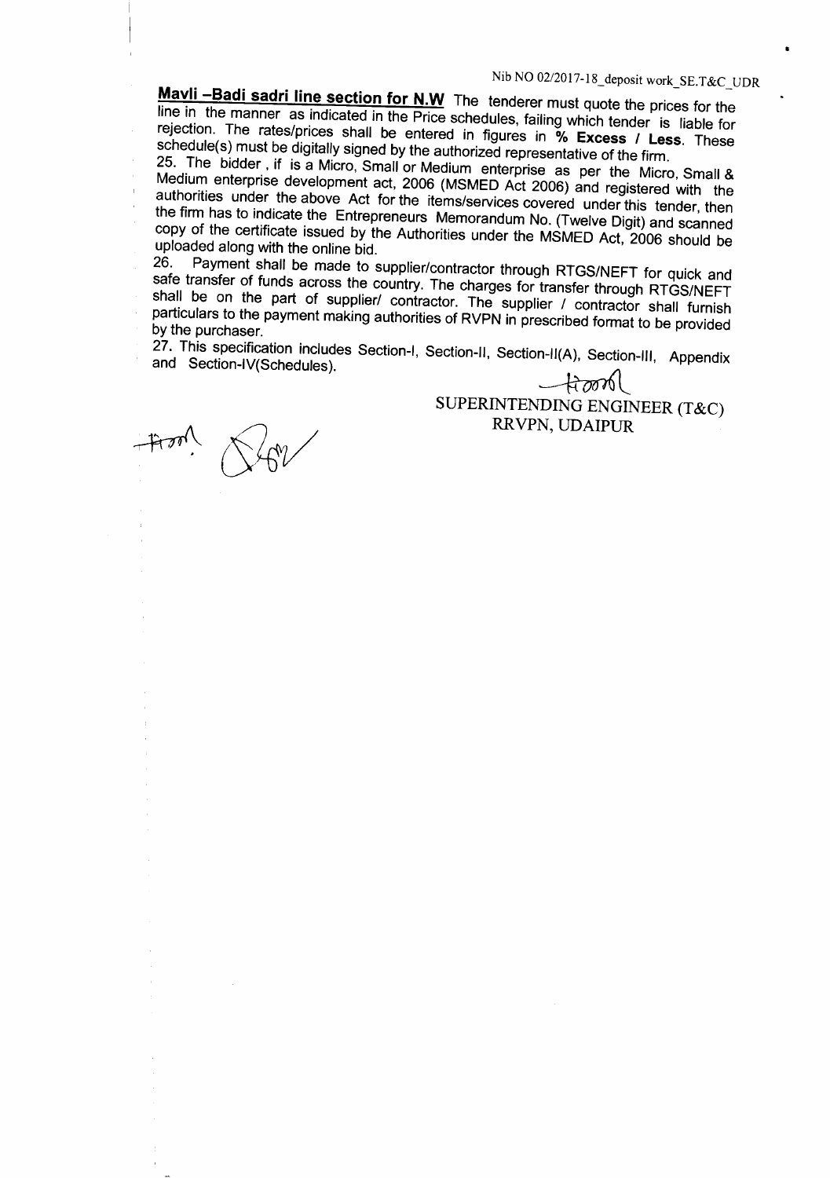Nib NO 02/2017-18_deposit work_SE.T&C_UDR

**Mavli –Badi sadri line section for N.W** The tenderer must quote the prices for the line in the manner as indicated in the Price schedules, failing which tender is liable for rejection. The rates/prices shall be entered in figures in **% Excess / Less**. These schedule(s) must be digitally signed by the authorized representative of the firm.

25. The bidder , if is a Micro, Small or Medium enterprise as per the Micro, Small & Medium enterprise development act, 2006 (MSMED Act 2006) and registered with the authorities under the above Act for the items/services covered under this tender, then the firm has to indicate the Entrepreneurs Memorandum No. (Twelve Digit) and scanned copy of the certificate issued by the Authorities under the MSMED Act, 2006 should be uploaded along with the online bid.

26. Payment shall be made to supplier/contractor through RTGS/NEFT for quick and safe transfer of funds across the country. The charges for transfer through RTGS/NEFT shall be on the part of supplier/ contractor. The supplier / contractor shall furnish particulars to the payment making authorities of RVPN in prescribed format to be provided by the purchaser.

27. This specification includes Section-I, Section-II, Section-II(A), Section-III, Appendix and Section-IV(Schedules).

SUPERINTENDING ENGINEER (T&C)
RRVPN, UDAIPUR